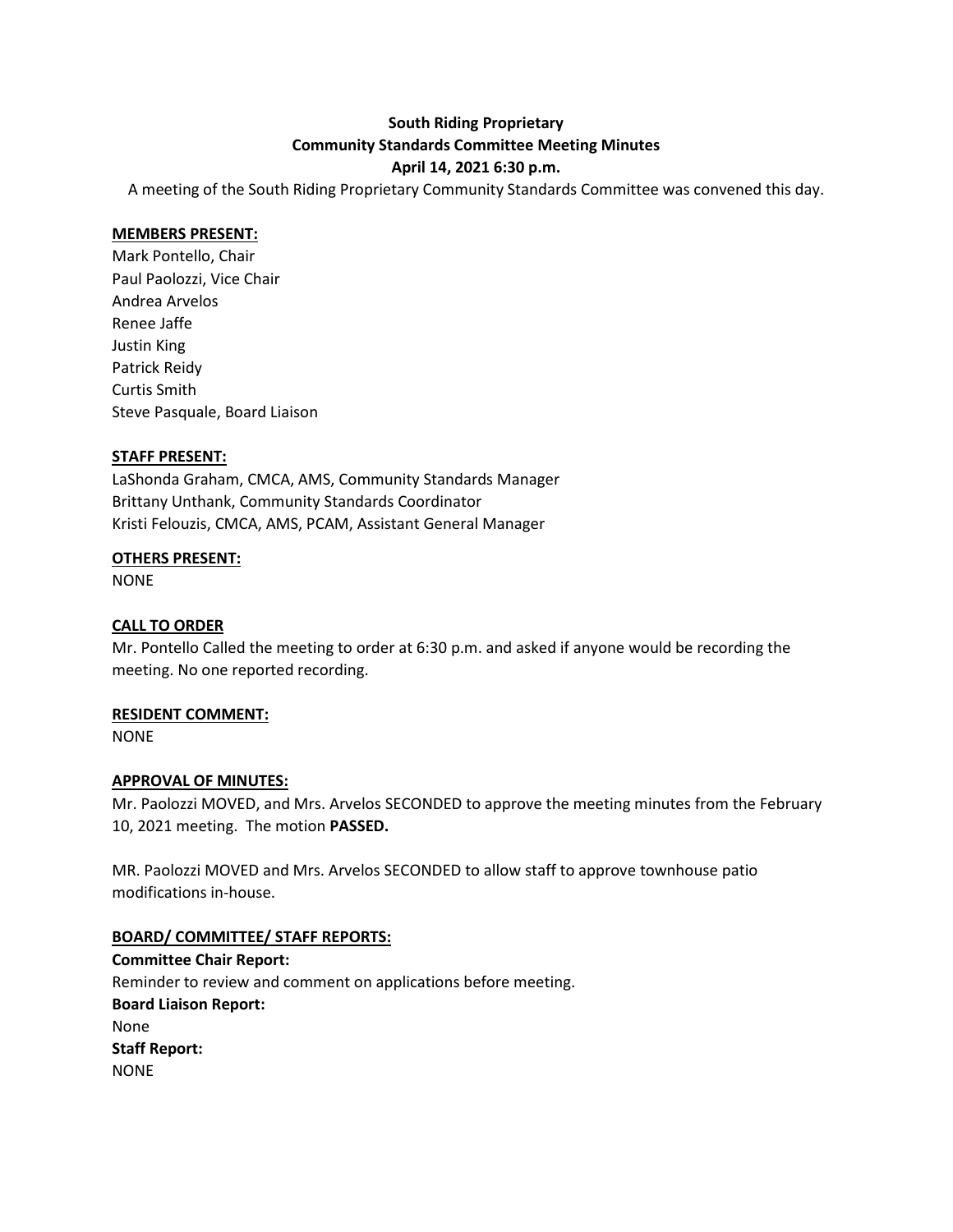**South Riding Proprietary**
**Community Standards Committee Meeting Minutes**
**April 14, 2021 6:30 p.m.**

A meeting of the South Riding Proprietary Community Standards Committee was convened this day.

**MEMBERS PRESENT:**

Mark Pontello, Chair
Paul Paolozzi, Vice Chair
Andrea Arvelos
Renee Jaffe
Justin King
Patrick Reidy
Curtis Smith
Steve Pasquale, Board Liaison

**STAFF PRESENT:**

LaShonda Graham, CMCA, AMS, Community Standards Manager
Brittany Unthank, Community Standards Coordinator
Kristi Felouzis, CMCA, AMS, PCAM, Assistant General Manager

**OTHERS PRESENT:**

NONE

**CALL TO ORDER**

Mr. Pontello Called the meeting to order at 6:30 p.m. and asked if anyone would be recording the meeting. No one reported recording.

**RESIDENT COMMENT:**

NONE

**APPROVAL OF MINUTES:**

Mr. Paolozzi MOVED, and Mrs. Arvelos SECONDED to approve the meeting minutes from the February 10, 2021 meeting. The motion **PASSED.**

MR. Paolozzi MOVED and Mrs. Arvelos SECONDED to allow staff to approve townhouse patio modifications in-house.

**BOARD/ COMMITTEE/ STAFF REPORTS:**

**Committee Chair Report:**

Reminder to review and comment on applications before meeting.

**Board Liaison Report:**

None

**Staff Report:**

NONE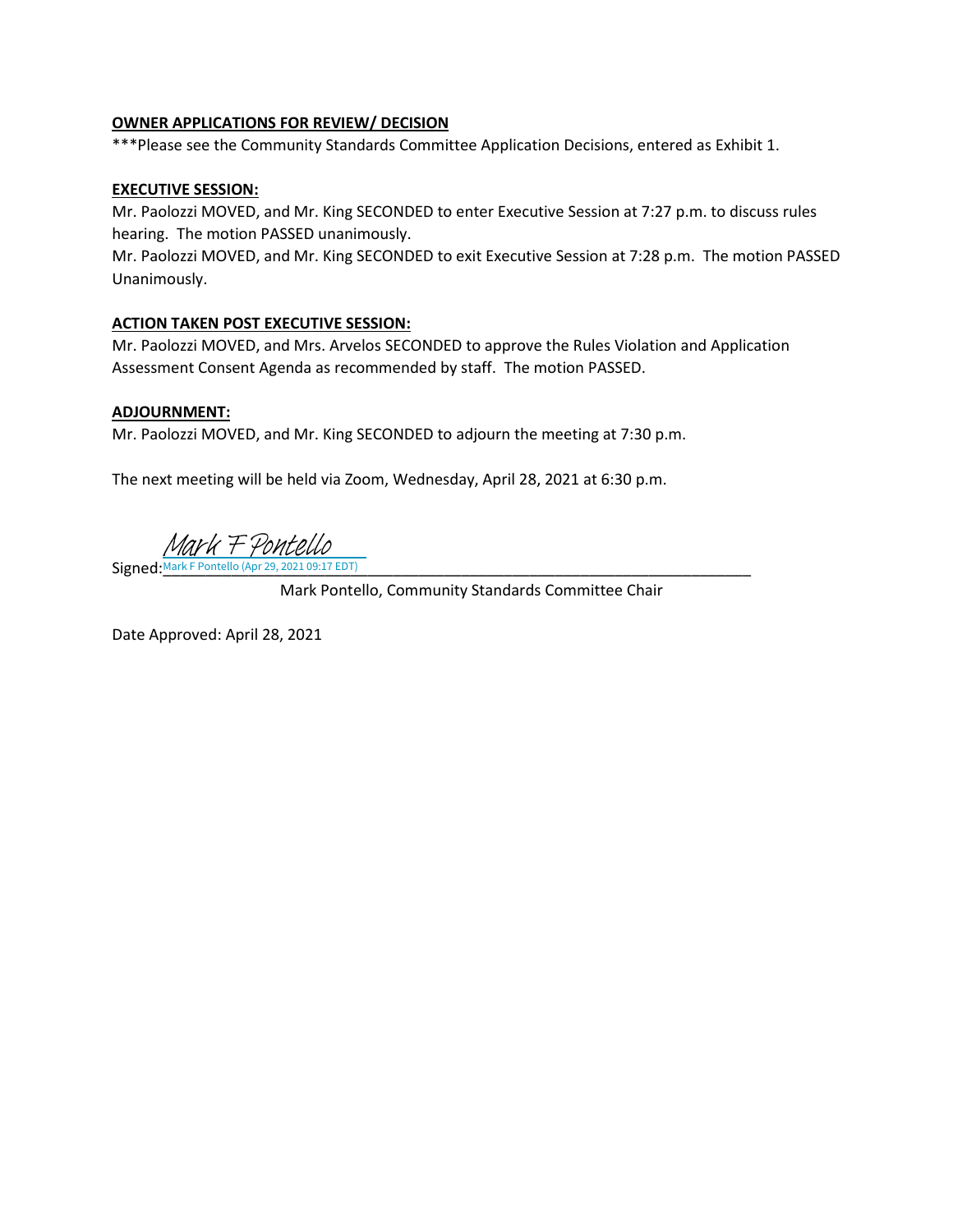**OWNER APPLICATIONS FOR REVIEW/ DECISION**

***Please see the Community Standards Committee Application Decisions, entered as Exhibit 1.

**EXECUTIVE SESSION:**

Mr. Paolozzi MOVED, and Mr. King SECONDED to enter Executive Session at 7:27 p.m. to discuss rules hearing. The motion PASSED unanimously.

Mr. Paolozzi MOVED, and Mr. King SECONDED to exit Executive Session at 7:28 p.m. The motion PASSED Unanimously.

**ACTION TAKEN POST EXECUTIVE SESSION:**

Mr. Paolozzi MOVED, and Mrs. Arvelos SECONDED to approve the Rules Violation and Application Assessment Consent Agenda as recommended by staff. The motion PASSED.

**ADJOURNMENT:**

Mr. Paolozzi MOVED, and Mr. King SECONDED to adjourn the meeting at 7:30 p.m.

The next meeting will be held via Zoom, Wednesday, April 28, 2021 at 6:30 p.m.

Signed: *Mark F Pontello*
Mark F Pontello (Apr 29, 2021 09:17 EDT)

Mark Pontello, Community Standards Committee Chair

Date Approved: April 28, 2021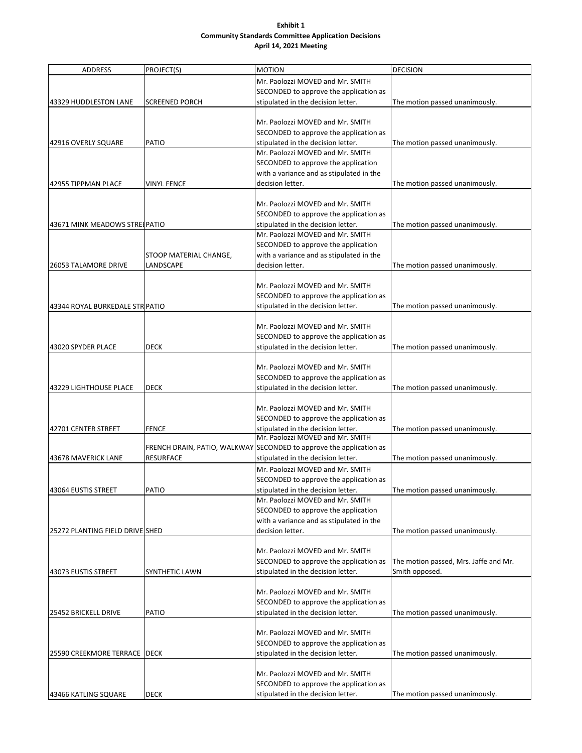**Exhibit 1**
**Community Standards Committee Application Decisions**
**April 14, 2021 Meeting**

| ADDRESS | PROJECT(S) | MOTION | DECISION |
|---|---|---|---|
| 43329 HUDDLESTON LANE | SCREENED PORCH | Mr. Paolozzi MOVED and Mr. SMITH SECONDED to approve the application as stipulated in the decision letter. | The motion passed unanimously. |
| 42916 OVERLY SQUARE | PATIO | Mr. Paolozzi MOVED and Mr. SMITH SECONDED to approve the application as stipulated in the decision letter. | The motion passed unanimously. |
| 42955 TIPPMAN PLACE | VINYL FENCE | Mr. Paolozzi MOVED and Mr. SMITH SECONDED to approve the application with a variance and as stipulated in the decision letter. | The motion passed unanimously. |
| 43671 MINK MEADOWS STREI | PATIO | Mr. Paolozzi MOVED and Mr. SMITH SECONDED to approve the application as stipulated in the decision letter. | The motion passed unanimously. |
| 26053 TALAMORE DRIVE | STOOP MATERIAL CHANGE, LANDSCAPE | Mr. Paolozzi MOVED and Mr. SMITH SECONDED to approve the application with a variance and as stipulated in the decision letter. | The motion passed unanimously. |
| 43344 ROYAL BURKEDALE STR | PATIO | Mr. Paolozzi MOVED and Mr. SMITH SECONDED to approve the application as stipulated in the decision letter. | The motion passed unanimously. |
| 43020 SPYDER PLACE | DECK | Mr. Paolozzi MOVED and Mr. SMITH SECONDED to approve the application as stipulated in the decision letter. | The motion passed unanimously. |
| 43229 LIGHTHOUSE PLACE | DECK | Mr. Paolozzi MOVED and Mr. SMITH SECONDED to approve the application as stipulated in the decision letter. | The motion passed unanimously. |
| 42701 CENTER STREET | FENCE | Mr. Paolozzi MOVED and Mr. SMITH SECONDED to approve the application as stipulated in the decision letter. | The motion passed unanimously. |
| 43678 MAVERICK LANE | FRENCH DRAIN, PATIO, WALKWAY RESURFACE | Mr. Paolozzi MOVED and Mr. SMITH SECONDED to approve the application as stipulated in the decision letter. | The motion passed unanimously. |
| 43064 EUSTIS STREET | PATIO | Mr. Paolozzi MOVED and Mr. SMITH SECONDED to approve the application as stipulated in the decision letter. | The motion passed unanimously. |
| 25272 PLANTING FIELD DRIVE | SHED | Mr. Paolozzi MOVED and Mr. SMITH SECONDED to approve the application with a variance and as stipulated in the decision letter. | The motion passed unanimously. |
| 43073 EUSTIS STREET | SYNTHETIC LAWN | Mr. Paolozzi MOVED and Mr. SMITH SECONDED to approve the application as stipulated in the decision letter. | The motion passed, Mrs. Jaffe and Mr. Smith opposed. |
| 25452 BRICKELL DRIVE | PATIO | Mr. Paolozzi MOVED and Mr. SMITH SECONDED to approve the application as stipulated in the decision letter. | The motion passed unanimously. |
| 25590 CREEKMORE TERRACE | DECK | Mr. Paolozzi MOVED and Mr. SMITH SECONDED to approve the application as stipulated in the decision letter. | The motion passed unanimously. |
| 43466 KATLING SQUARE | DECK | Mr. Paolozzi MOVED and Mr. SMITH SECONDED to approve the application as stipulated in the decision letter. | The motion passed unanimously. |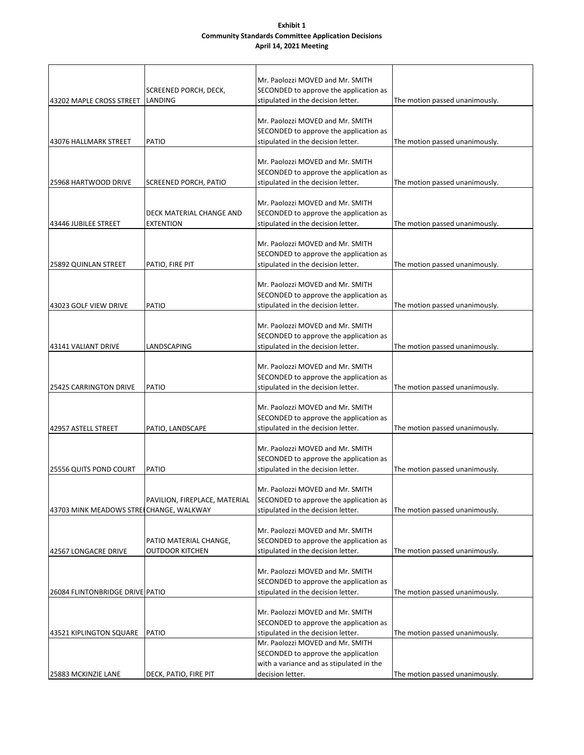**Exhibit 1**
**Community Standards Committee Application Decisions**
**April 14, 2021 Meeting**

| | | | |
|---|---|---|---|
| 43202 MAPLE CROSS STREET | SCREENED PORCH, DECK, LANDING | Mr. Paolozzi MOVED and Mr. SMITH SECONDED to approve the application as stipulated in the decision letter. | The motion passed unanimously. |
| 43076 HALLMARK STREET | PATIO | Mr. Paolozzi MOVED and Mr. SMITH SECONDED to approve the application as stipulated in the decision letter. | The motion passed unanimously. |
| 25968 HARTWOOD DRIVE | SCREENED PORCH, PATIO | Mr. Paolozzi MOVED and Mr. SMITH SECONDED to approve the application as stipulated in the decision letter. | The motion passed unanimously. |
| 43446 JUBILEE STREET | DECK MATERIAL CHANGE AND EXTENTION | Mr. Paolozzi MOVED and Mr. SMITH SECONDED to approve the application as stipulated in the decision letter. | The motion passed unanimously. |
| 25892 QUINLAN STREET | PATIO, FIRE PIT | Mr. Paolozzi MOVED and Mr. SMITH SECONDED to approve the application as stipulated in the decision letter. | The motion passed unanimously. |
| 43023 GOLF VIEW DRIVE | PATIO | Mr. Paolozzi MOVED and Mr. SMITH SECONDED to approve the application as stipulated in the decision letter. | The motion passed unanimously. |
| 43141 VALIANT DRIVE | LANDSCAPING | Mr. Paolozzi MOVED and Mr. SMITH SECONDED to approve the application as stipulated in the decision letter. | The motion passed unanimously. |
| 25425 CARRINGTON DRIVE | PATIO | Mr. Paolozzi MOVED and Mr. SMITH SECONDED to approve the application as stipulated in the decision letter. | The motion passed unanimously. |
| 42957 ASTELL STREET | PATIO, LANDSCAPE | Mr. Paolozzi MOVED and Mr. SMITH SECONDED to approve the application as stipulated in the decision letter. | The motion passed unanimously. |
| 25556 QUITS POND COURT | PATIO | Mr. Paolozzi MOVED and Mr. SMITH SECONDED to approve the application as stipulated in the decision letter. | The motion passed unanimously. |
| 43703 MINK MEADOWS STREET | PAVILION, FIREPLACE, MATERIAL CHANGE, WALKWAY | Mr. Paolozzi MOVED and Mr. SMITH SECONDED to approve the application as stipulated in the decision letter. | The motion passed unanimously. |
| 42567 LONGACRE DRIVE | PATIO MATERIAL CHANGE, OUTDOOR KITCHEN | Mr. Paolozzi MOVED and Mr. SMITH SECONDED to approve the application as stipulated in the decision letter. | The motion passed unanimously. |
| 26084 FLINTONBRIDGE DRIVE | PATIO | Mr. Paolozzi MOVED and Mr. SMITH SECONDED to approve the application as stipulated in the decision letter. | The motion passed unanimously. |
| 43521 KIPLINGTON SQUARE | PATIO | Mr. Paolozzi MOVED and Mr. SMITH SECONDED to approve the application as stipulated in the decision letter. | The motion passed unanimously. |
| 25883 MCKINZIE LANE | DECK, PATIO, FIRE PIT | Mr. Paolozzi MOVED and Mr. SMITH SECONDED to approve the application with a variance and as stipulated in the decision letter. | The motion passed unanimously. |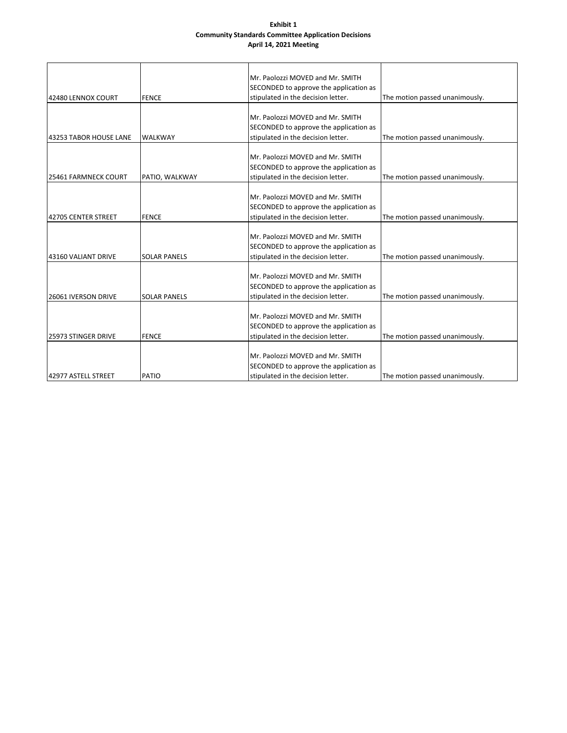**Exhibit 1**
**Community Standards Committee Application Decisions**
**April 14, 2021 Meeting**

| | | | |
|---|---|---|---|
| 42480 LENNOX COURT | FENCE | Mr. Paolozzi MOVED and Mr. SMITH SECONDED to approve the application as stipulated in the decision letter. | The motion passed unanimously. |
| 43253 TABOR HOUSE LANE | WALKWAY | Mr. Paolozzi MOVED and Mr. SMITH SECONDED to approve the application as stipulated in the decision letter. | The motion passed unanimously. |
| 25461 FARMNECK COURT | PATIO, WALKWAY | Mr. Paolozzi MOVED and Mr. SMITH SECONDED to approve the application as stipulated in the decision letter. | The motion passed unanimously. |
| 42705 CENTER STREET | FENCE | Mr. Paolozzi MOVED and Mr. SMITH SECONDED to approve the application as stipulated in the decision letter. | The motion passed unanimously. |
| 43160 VALIANT DRIVE | SOLAR PANELS | Mr. Paolozzi MOVED and Mr. SMITH SECONDED to approve the application as stipulated in the decision letter. | The motion passed unanimously. |
| 26061 IVERSON DRIVE | SOLAR PANELS | Mr. Paolozzi MOVED and Mr. SMITH SECONDED to approve the application as stipulated in the decision letter. | The motion passed unanimously. |
| 25973 STINGER DRIVE | FENCE | Mr. Paolozzi MOVED and Mr. SMITH SECONDED to approve the application as stipulated in the decision letter. | The motion passed unanimously. |
| 42977 ASTELL STREET | PATIO | Mr. Paolozzi MOVED and Mr. SMITH SECONDED to approve the application as stipulated in the decision letter. | The motion passed unanimously. |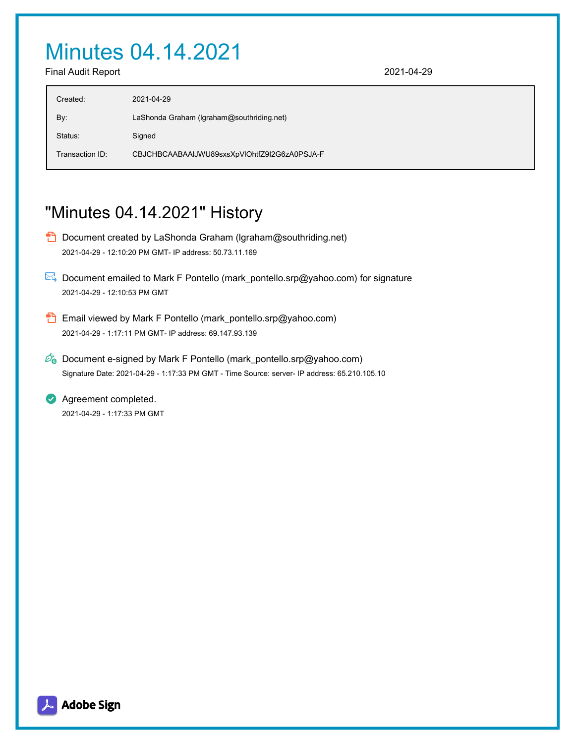# Minutes 04.14.2021

Final Audit Report 2021-04-29

| | |
|---|---|
| Created: | 2021-04-29 |
| By: | LaShonda Graham (lgraham@southriding.net) |
| Status: | Signed |
| Transaction ID: | CBJCHBCAABAAlJWU89sxsXpVlOhtfZ9I2G6zA0PSJA-F |

## "Minutes 04.14.2021" History

- Document created by LaShonda Graham (lgraham@southriding.net)
  2021-04-29 - 12:10:20 PM GMT- IP address: 50.73.11.169

- Document emailed to Mark F Pontello (mark_pontello.srp@yahoo.com) for signature
  2021-04-29 - 12:10:53 PM GMT

- Email viewed by Mark F Pontello (mark_pontello.srp@yahoo.com)
  2021-04-29 - 1:17:11 PM GMT- IP address: 69.147.93.139

- Document e-signed by Mark F Pontello (mark_pontello.srp@yahoo.com)
  Signature Date: 2021-04-29 - 1:17:33 PM GMT - Time Source: server- IP address: 65.210.105.10

- Agreement completed.
  2021-04-29 - 1:17:33 PM GMT

Adobe Sign